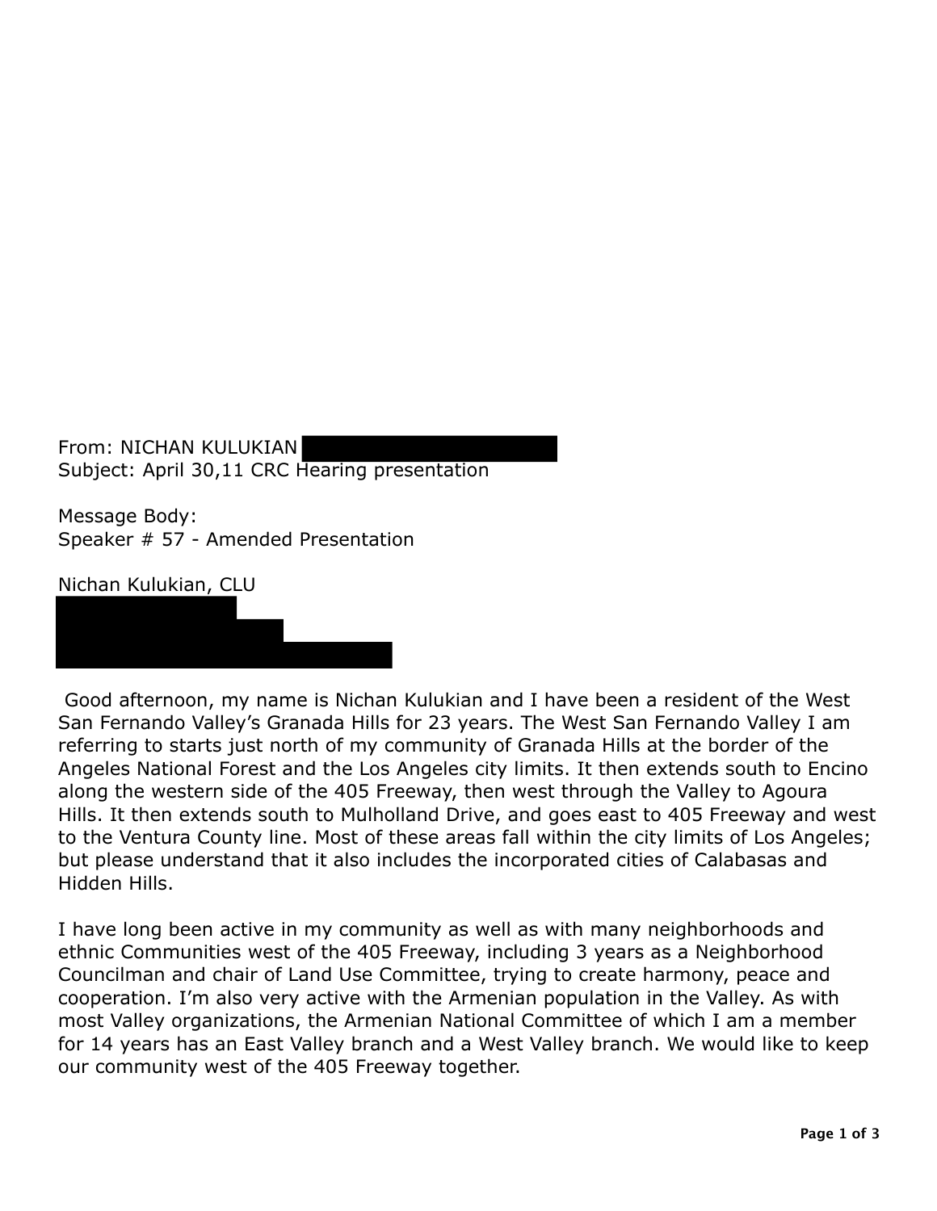From: NICHAN KULUKIAN
Subject: April 30,11 CRC Hearing presentation

Message Body:
Speaker # 57 - Amended Presentation

Nichan Kulukian, CLU

Good afternoon, my name is Nichan Kulukian and I have been a resident of the West San Fernando Valley's Granada Hills for 23 years. The West San Fernando Valley I am referring to starts just north of my community of Granada Hills at the border of the Angeles National Forest and the Los Angeles city limits. It then extends south to Encino along the western side of the 405 Freeway, then west through the Valley to Agoura Hills. It then extends south to Mulholland Drive, and goes east to 405 Freeway and west to the Ventura County line. Most of these areas fall within the city limits of Los Angeles; but please understand that it also includes the incorporated cities of Calabasas and Hidden Hills.

I have long been active in my community as well as with many neighborhoods and ethnic Communities west of the 405 Freeway, including 3 years as a Neighborhood Councilman and chair of Land Use Committee, trying to create harmony, peace and cooperation. I'm also very active with the Armenian population in the Valley. As with most Valley organizations, the Armenian National Committee of which I am a member for 14 years has an East Valley branch and a West Valley branch. We would like to keep our community west of the 405 Freeway together.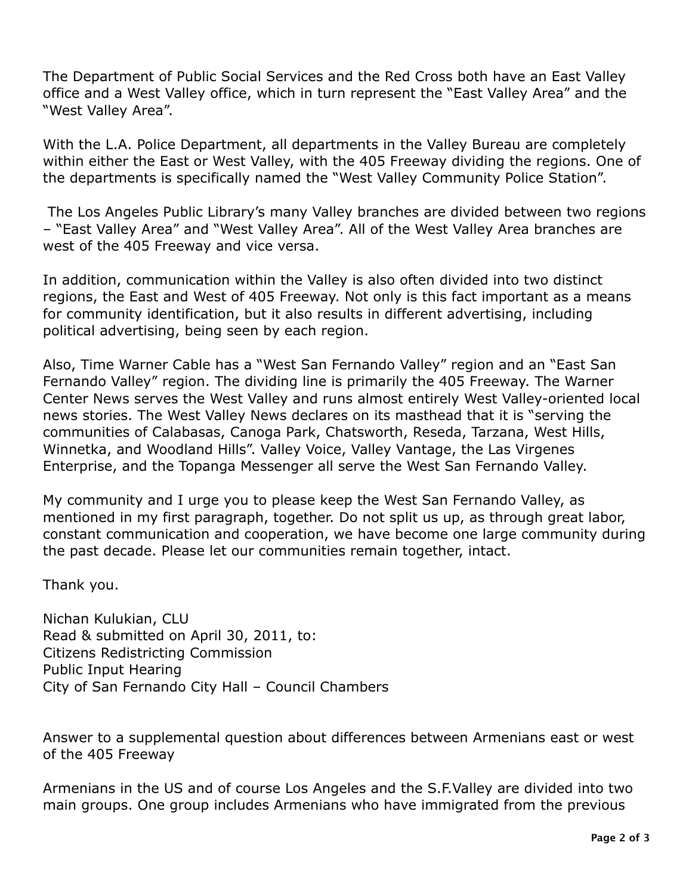The Department of Public Social Services and the Red Cross both have an East Valley office and a West Valley office, which in turn represent the "East Valley Area" and the "West Valley Area".

With the L.A. Police Department, all departments in the Valley Bureau are completely within either the East or West Valley, with the 405 Freeway dividing the regions. One of the departments is specifically named the "West Valley Community Police Station".

The Los Angeles Public Library's many Valley branches are divided between two regions – "East Valley Area" and "West Valley Area". All of the West Valley Area branches are west of the 405 Freeway and vice versa.

In addition, communication within the Valley is also often divided into two distinct regions, the East and West of 405 Freeway. Not only is this fact important as a means for community identification, but it also results in different advertising, including political advertising, being seen by each region.

Also, Time Warner Cable has a "West San Fernando Valley" region and an "East San Fernando Valley" region. The dividing line is primarily the 405 Freeway. The Warner Center News serves the West Valley and runs almost entirely West Valley-oriented local news stories. The West Valley News declares on its masthead that it is "serving the communities of Calabasas, Canoga Park, Chatsworth, Reseda, Tarzana, West Hills, Winnetka, and Woodland Hills". Valley Voice, Valley Vantage, the Las Virgenes Enterprise, and the Topanga Messenger all serve the West San Fernando Valley.

My community and I urge you to please keep the West San Fernando Valley, as mentioned in my first paragraph, together. Do not split us up, as through great labor, constant communication and cooperation, we have become one large community during the past decade. Please let our communities remain together, intact.

Thank you.

Nichan Kulukian, CLU
Read & submitted on April 30, 2011, to:
Citizens Redistricting Commission
Public Input Hearing
City of San Fernando City Hall – Council Chambers

Answer to a supplemental question about differences between Armenians east or west of the 405 Freeway

Armenians in the US and of course Los Angeles and the S.F.Valley are divided into two main groups. One group includes Armenians who have immigrated from the previous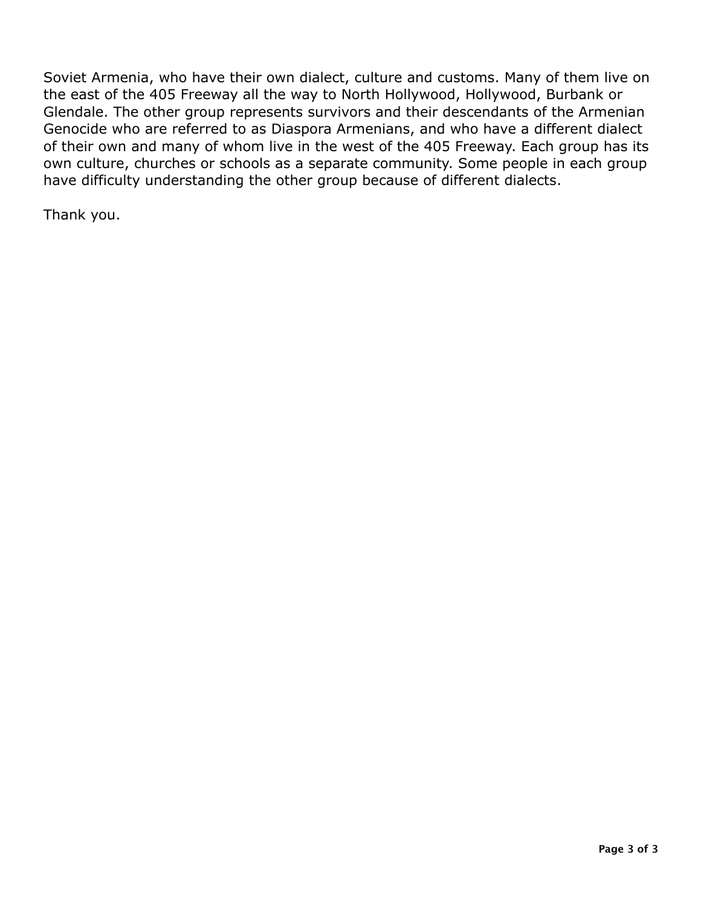Soviet Armenia, who have their own dialect, culture and customs. Many of them live on the east of the 405 Freeway all the way to North Hollywood, Hollywood, Burbank or Glendale. The other group represents survivors and their descendants of the Armenian Genocide who are referred to as Diaspora Armenians, and who have a different dialect of their own and many of whom live in the west of the 405 Freeway. Each group has its own culture, churches or schools as a separate community. Some people in each group have difficulty understanding the other group because of different dialects.

Thank you.